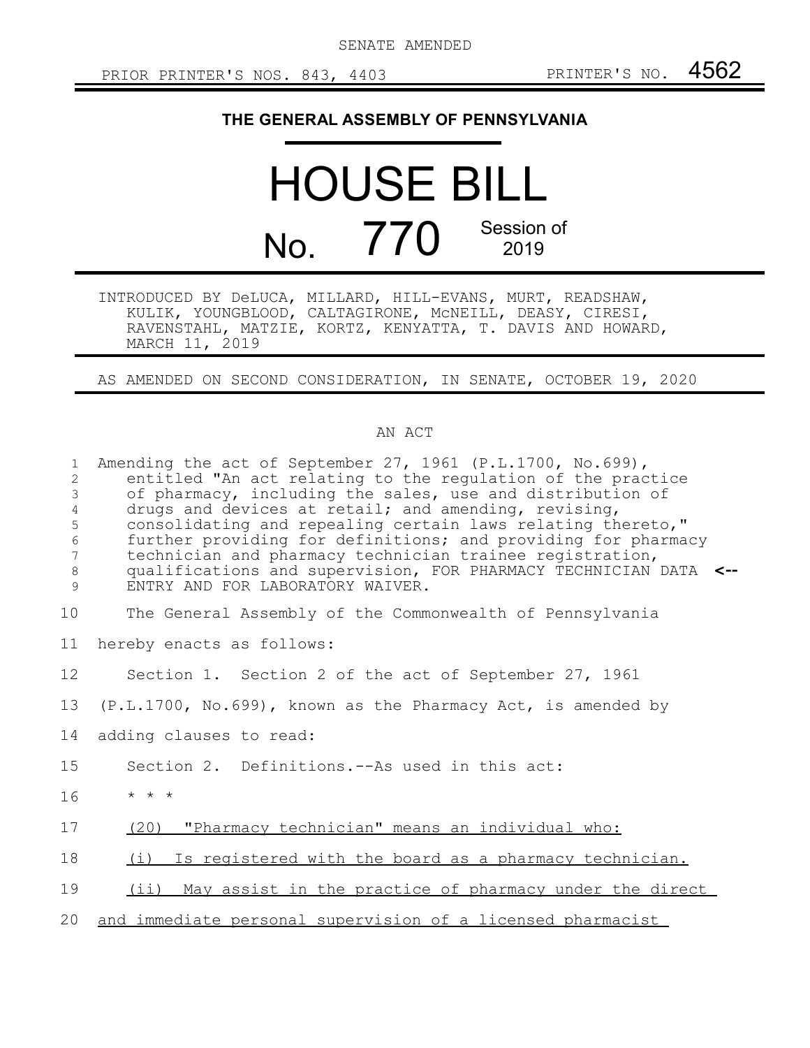SENATE AMENDED

PRIOR PRINTER'S NOS. 843, 4403 PRINTER'S NO. 4562

# THE GENERAL ASSEMBLY OF PENNSYLVANIA

# HOUSE BILL

# No. 770 Session of 2019

INTRODUCED BY DeLUCA, MILLARD, HILL-EVANS, MURT, READSHAW, KULIK, YOUNGBLOOD, CALTAGIRONE, McNEILL, DEASY, CIRESI, RAVENSTAHL, MATZIE, KORTZ, KENYATTA, T. DAVIS AND HOWARD, MARCH 11, 2019

AS AMENDED ON SECOND CONSIDERATION, IN SENATE, OCTOBER 19, 2020

## AN ACT

Amending the act of September 27, 1961 (P.L.1700, No.699), entitled "An act relating to the regulation of the practice of pharmacy, including the sales, use and distribution of drugs and devices at retail; and amending, revising, consolidating and repealing certain laws relating thereto," further providing for definitions; and providing for pharmacy technician and pharmacy technician trainee registration, qualifications and supervision, FOR PHARMACY TECHNICIAN DATA ENTRY AND FOR LABORATORY WAIVER.

The General Assembly of the Commonwealth of Pennsylvania hereby enacts as follows:

Section 1. Section 2 of the act of September 27, 1961 (P.L.1700, No.699), known as the Pharmacy Act, is amended by adding clauses to read:

Section 2. Definitions.--As used in this act:

* * *

(20) "Pharmacy technician" means an individual who:

(i) Is registered with the board as a pharmacy technician.

(ii) May assist in the practice of pharmacy under the direct and immediate personal supervision of a licensed pharmacist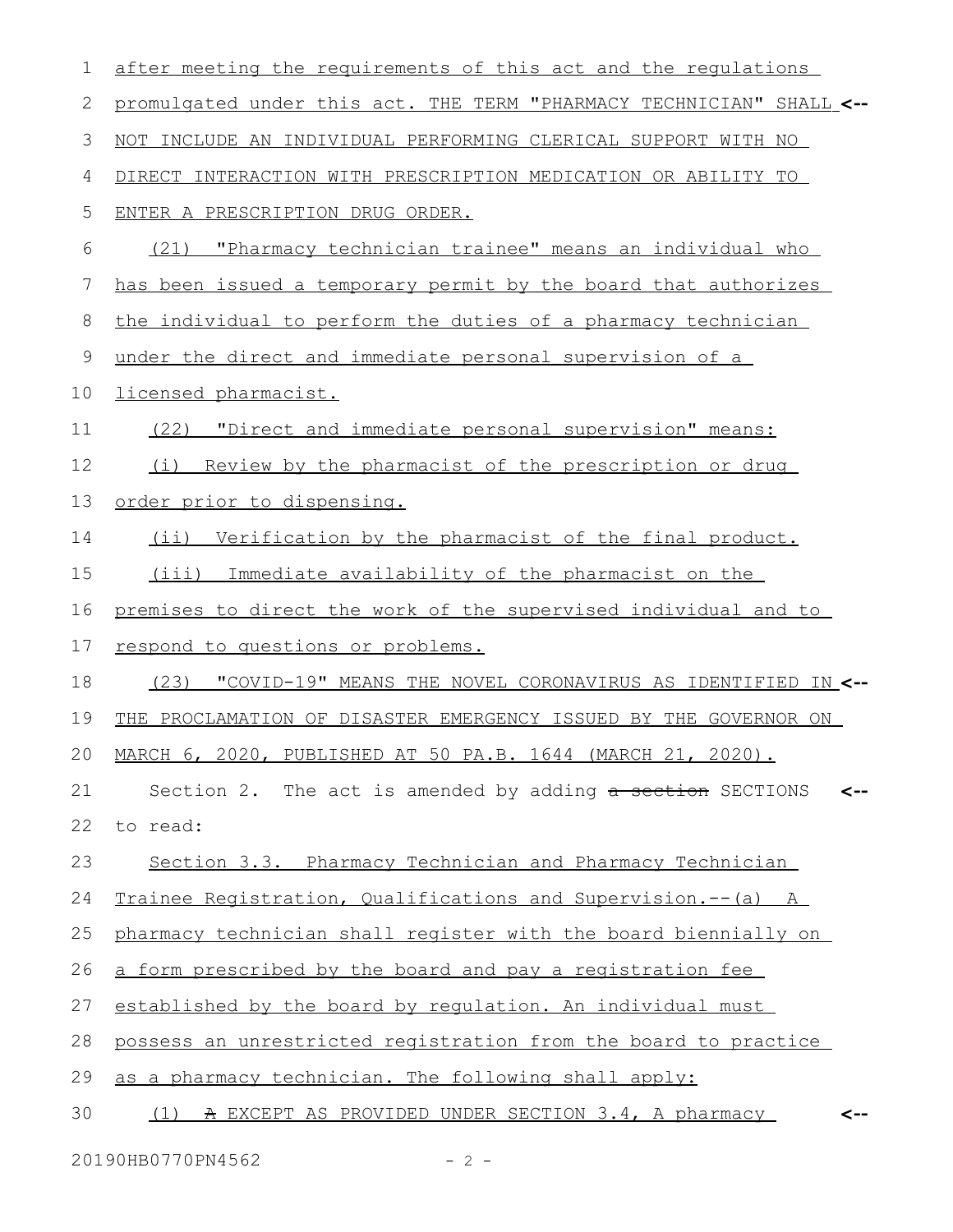after meeting the requirements of this act and the regulations promulgated under this act. THE TERM "PHARMACY TECHNICIAN" SHALL NOT INCLUDE AN INDIVIDUAL PERFORMING CLERICAL SUPPORT WITH NO DIRECT INTERACTION WITH PRESCRIPTION MEDICATION OR ABILITY TO ENTER A PRESCRIPTION DRUG ORDER.

(21) "Pharmacy technician trainee" means an individual who has been issued a temporary permit by the board that authorizes the individual to perform the duties of a pharmacy technician under the direct and immediate personal supervision of a licensed pharmacist.

(22) "Direct and immediate personal supervision" means:

(i) Review by the pharmacist of the prescription or drug order prior to dispensing.

(ii) Verification by the pharmacist of the final product.

(iii) Immediate availability of the pharmacist on the premises to direct the work of the supervised individual and to respond to questions or problems.

(23) "COVID-19" MEANS THE NOVEL CORONAVIRUS AS IDENTIFIED IN THE PROCLAMATION OF DISASTER EMERGENCY ISSUED BY THE GOVERNOR ON MARCH 6, 2020, PUBLISHED AT 50 PA.B. 1644 (MARCH 21, 2020).

Section 2. The act is amended by adding ~~a section~~ SECTIONS to read:

Section 3.3. Pharmacy Technician and Pharmacy Technician Trainee Registration, Qualifications and Supervision.--(a) A pharmacy technician shall register with the board biennially on a form prescribed by the board and pay a registration fee established by the board by regulation. An individual must possess an unrestricted registration from the board to practice as a pharmacy technician. The following shall apply:

(1) ~~A~~ EXCEPT AS PROVIDED UNDER SECTION 3.4, A pharmacy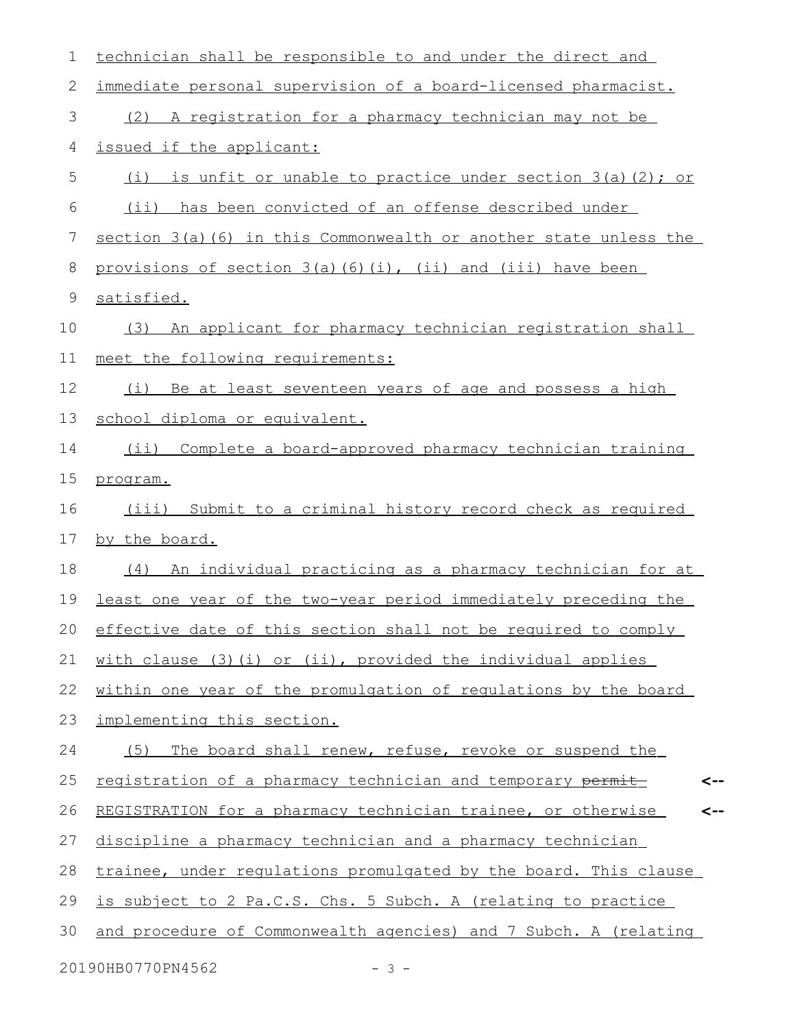technician shall be responsible to and under the direct and immediate personal supervision of a board-licensed pharmacist.

(2) A registration for a pharmacy technician may not be issued if the applicant:

(i) is unfit or unable to practice under section 3(a)(2); or

(ii) has been convicted of an offense described under section 3(a)(6) in this Commonwealth or another state unless the provisions of section 3(a)(6)(i), (ii) and (iii) have been satisfied.

(3) An applicant for pharmacy technician registration shall meet the following requirements:

(i) Be at least seventeen years of age and possess a high school diploma or equivalent.

(ii) Complete a board-approved pharmacy technician training program.

(iii) Submit to a criminal history record check as required by the board.

(4) An individual practicing as a pharmacy technician for at least one year of the two-year period immediately preceding the effective date of this section shall not be required to comply with clause (3)(i) or (ii), provided the individual applies within one year of the promulgation of regulations by the board implementing this section.

(5) The board shall renew, refuse, revoke or suspend the registration of a pharmacy technician and temporary ~~permit~~ REGISTRATION for a pharmacy technician trainee, or otherwise discipline a pharmacy technician and a pharmacy technician trainee, under regulations promulgated by the board. This clause is subject to 2 Pa.C.S. Chs. 5 Subch. A (relating to practice and procedure of Commonwealth agencies) and 7 Subch. A (relating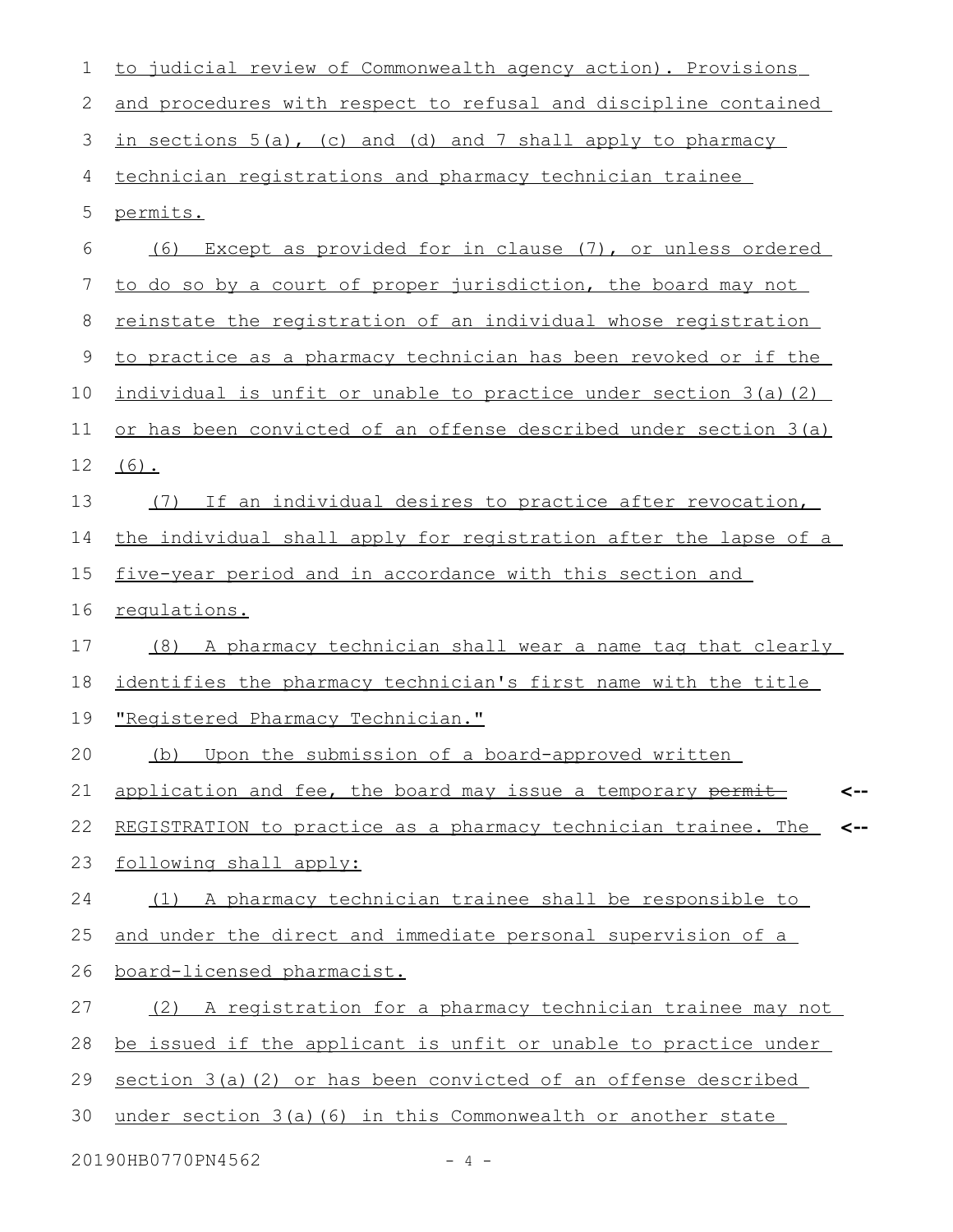to judicial review of Commonwealth agency action). Provisions and procedures with respect to refusal and discipline contained in sections 5(a), (c) and (d) and 7 shall apply to pharmacy technician registrations and pharmacy technician trainee permits.

(6) Except as provided for in clause (7), or unless ordered to do so by a court of proper jurisdiction, the board may not reinstate the registration of an individual whose registration to practice as a pharmacy technician has been revoked or if the individual is unfit or unable to practice under section 3(a)(2) or has been convicted of an offense described under section 3(a)(6).

(7) If an individual desires to practice after revocation, the individual shall apply for registration after the lapse of a five-year period and in accordance with this section and regulations.

(8) A pharmacy technician shall wear a name tag that clearly identifies the pharmacy technician's first name with the title "Registered Pharmacy Technician."

(b) Upon the submission of a board-approved written application and fee, the board may issue a temporary ~~permit~~ REGISTRATION to practice as a pharmacy technician trainee. The following shall apply:

(1) A pharmacy technician trainee shall be responsible to and under the direct and immediate personal supervision of a board-licensed pharmacist.

(2) A registration for a pharmacy technician trainee may not be issued if the applicant is unfit or unable to practice under section 3(a)(2) or has been convicted of an offense described under section 3(a)(6) in this Commonwealth or another state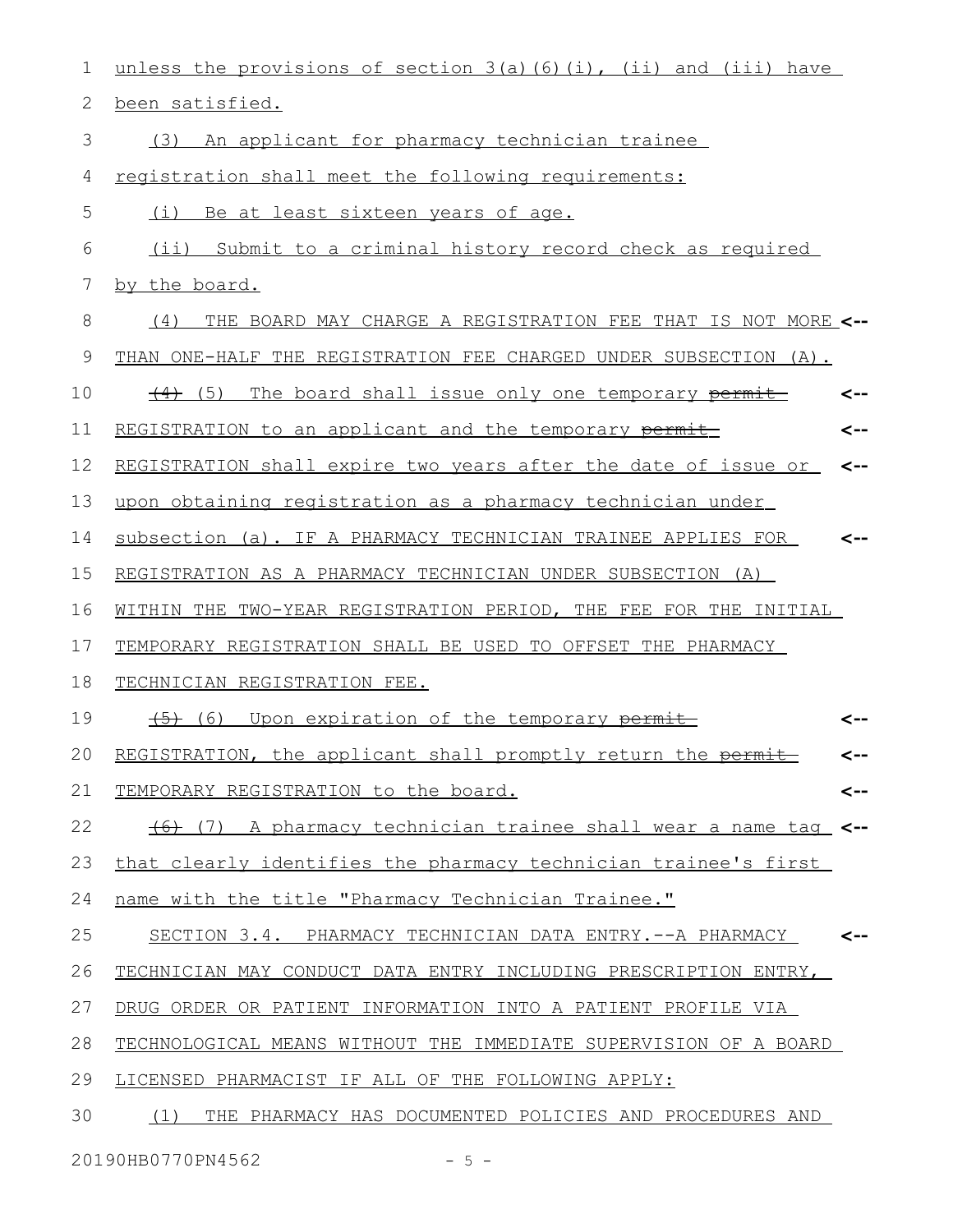unless the provisions of section 3(a)(6)(i), (ii) and (iii) have been satisfied.

(3) An applicant for pharmacy technician trainee registration shall meet the following requirements:

(i) Be at least sixteen years of age.

(ii) Submit to a criminal history record check as required by the board.

(4) THE BOARD MAY CHARGE A REGISTRATION FEE THAT IS NOT MORE THAN ONE-HALF THE REGISTRATION FEE CHARGED UNDER SUBSECTION (A).

~~(4)~~ (5) The board shall issue only one temporary ~~permit~~ REGISTRATION to an applicant and the temporary ~~permit~~ REGISTRATION shall expire two years after the date of issue or upon obtaining registration as a pharmacy technician under subsection (a). IF A PHARMACY TECHNICIAN TRAINEE APPLIES FOR REGISTRATION AS A PHARMACY TECHNICIAN UNDER SUBSECTION (A) WITHIN THE TWO-YEAR REGISTRATION PERIOD, THE FEE FOR THE INITIAL TEMPORARY REGISTRATION SHALL BE USED TO OFFSET THE PHARMACY TECHNICIAN REGISTRATION FEE.

~~(5)~~ (6) Upon expiration of the temporary ~~permit~~ REGISTRATION, the applicant shall promptly return the ~~permit~~ TEMPORARY REGISTRATION to the board.

~~(6)~~ (7) A pharmacy technician trainee shall wear a name tag that clearly identifies the pharmacy technician trainee's first name with the title "Pharmacy Technician Trainee."

SECTION 3.4. PHARMACY TECHNICIAN DATA ENTRY.--A PHARMACY TECHNICIAN MAY CONDUCT DATA ENTRY INCLUDING PRESCRIPTION ENTRY, DRUG ORDER OR PATIENT INFORMATION INTO A PATIENT PROFILE VIA TECHNOLOGICAL MEANS WITHOUT THE IMMEDIATE SUPERVISION OF A BOARD LICENSED PHARMACIST IF ALL OF THE FOLLOWING APPLY:

(1) THE PHARMACY HAS DOCUMENTED POLICIES AND PROCEDURES AND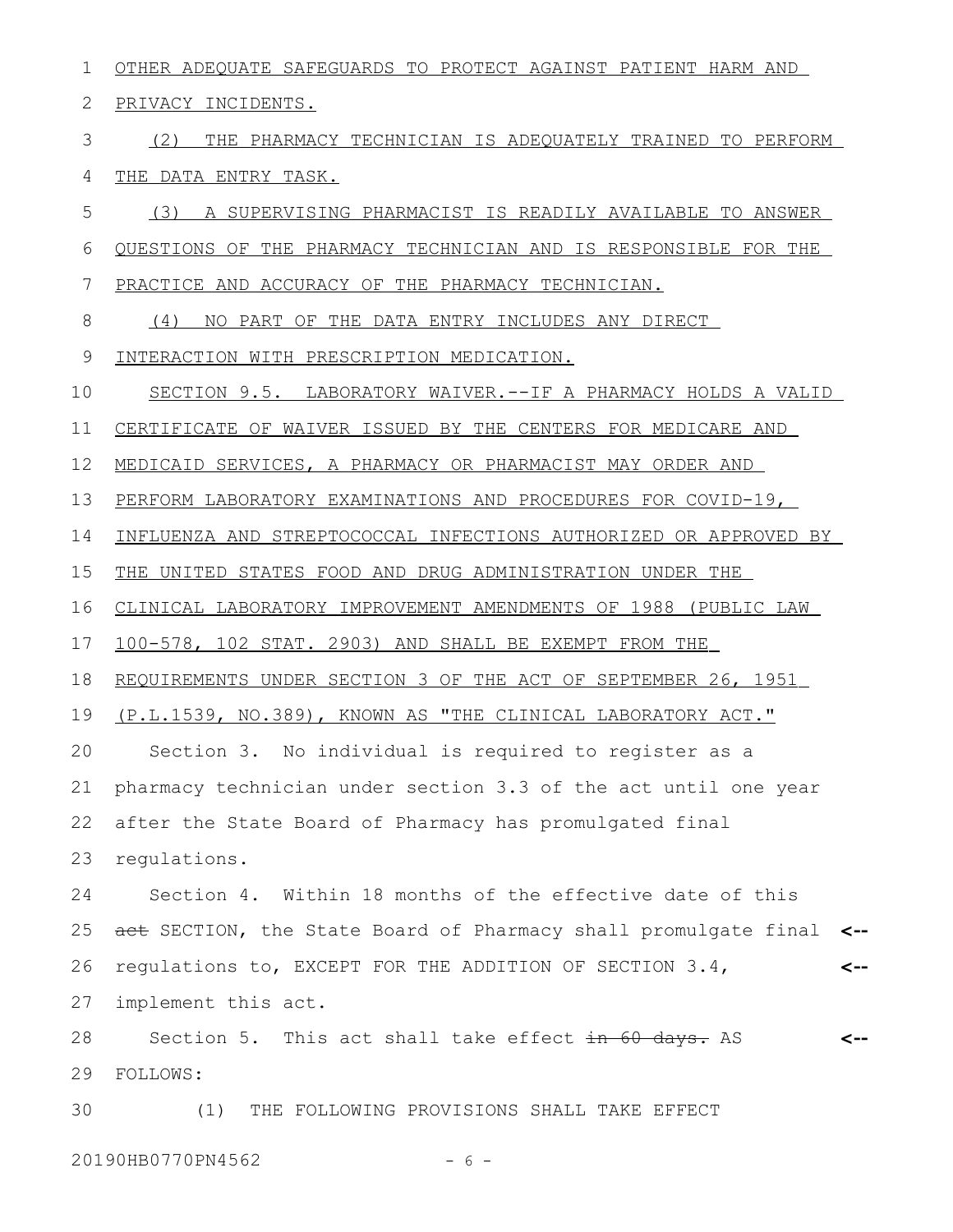OTHER ADEQUATE SAFEGUARDS TO PROTECT AGAINST PATIENT HARM AND PRIVACY INCIDENTS.

(2) THE PHARMACY TECHNICIAN IS ADEQUATELY TRAINED TO PERFORM THE DATA ENTRY TASK.

(3) A SUPERVISING PHARMACIST IS READILY AVAILABLE TO ANSWER QUESTIONS OF THE PHARMACY TECHNICIAN AND IS RESPONSIBLE FOR THE PRACTICE AND ACCURACY OF THE PHARMACY TECHNICIAN.

(4) NO PART OF THE DATA ENTRY INCLUDES ANY DIRECT INTERACTION WITH PRESCRIPTION MEDICATION.

SECTION 9.5. LABORATORY WAIVER.--IF A PHARMACY HOLDS A VALID CERTIFICATE OF WAIVER ISSUED BY THE CENTERS FOR MEDICARE AND MEDICAID SERVICES, A PHARMACY OR PHARMACIST MAY ORDER AND PERFORM LABORATORY EXAMINATIONS AND PROCEDURES FOR COVID-19, INFLUENZA AND STREPTOCOCCAL INFECTIONS AUTHORIZED OR APPROVED BY THE UNITED STATES FOOD AND DRUG ADMINISTRATION UNDER THE CLINICAL LABORATORY IMPROVEMENT AMENDMENTS OF 1988 (PUBLIC LAW 100-578, 102 STAT. 2903) AND SHALL BE EXEMPT FROM THE REQUIREMENTS UNDER SECTION 3 OF THE ACT OF SEPTEMBER 26, 1951 (P.L.1539, NO.389), KNOWN AS "THE CLINICAL LABORATORY ACT."

Section 3. No individual is required to register as a pharmacy technician under section 3.3 of the act until one year after the State Board of Pharmacy has promulgated final regulations.

Section 4. Within 18 months of the effective date of this ~~act~~ SECTION, the State Board of Pharmacy shall promulgate final regulations to, EXCEPT FOR THE ADDITION OF SECTION 3.4, implement this act.

Section 5. This act shall take effect ~~in 60 days.~~ AS FOLLOWS:

(1) THE FOLLOWING PROVISIONS SHALL TAKE EFFECT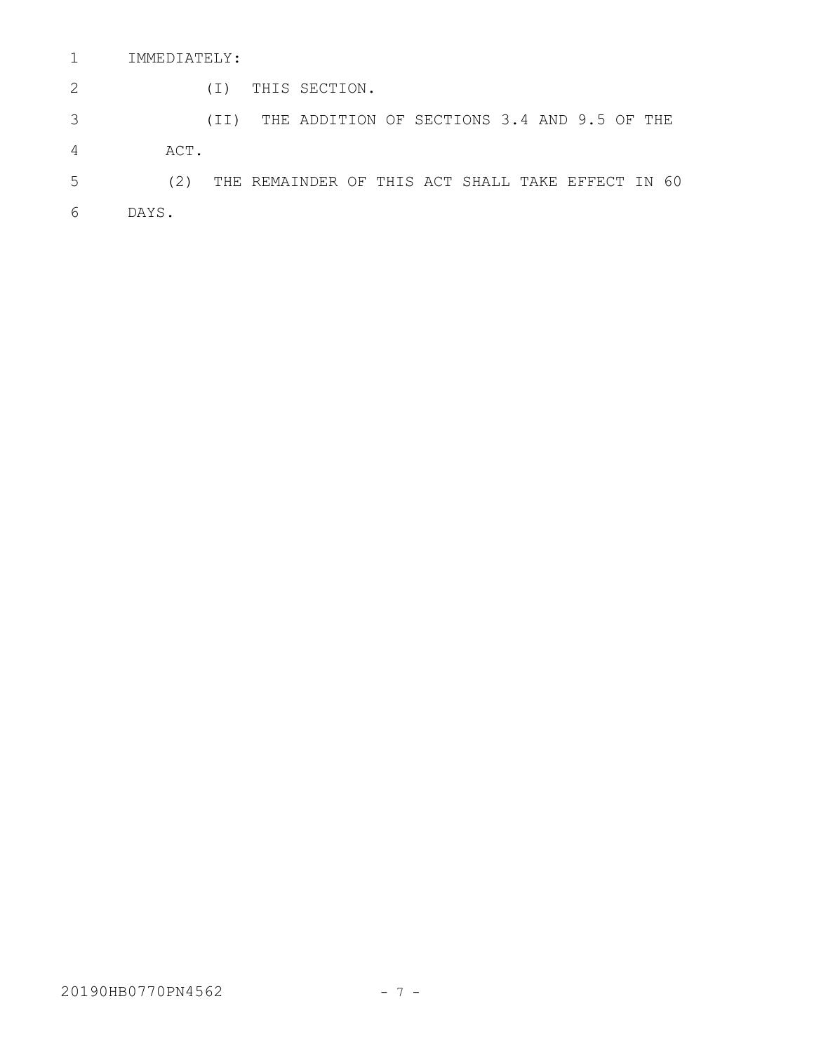IMMEDIATELY:

(I) THIS SECTION.

(II) THE ADDITION OF SECTIONS 3.4 AND 9.5 OF THE ACT.

(2) THE REMAINDER OF THIS ACT SHALL TAKE EFFECT IN 60 DAYS.